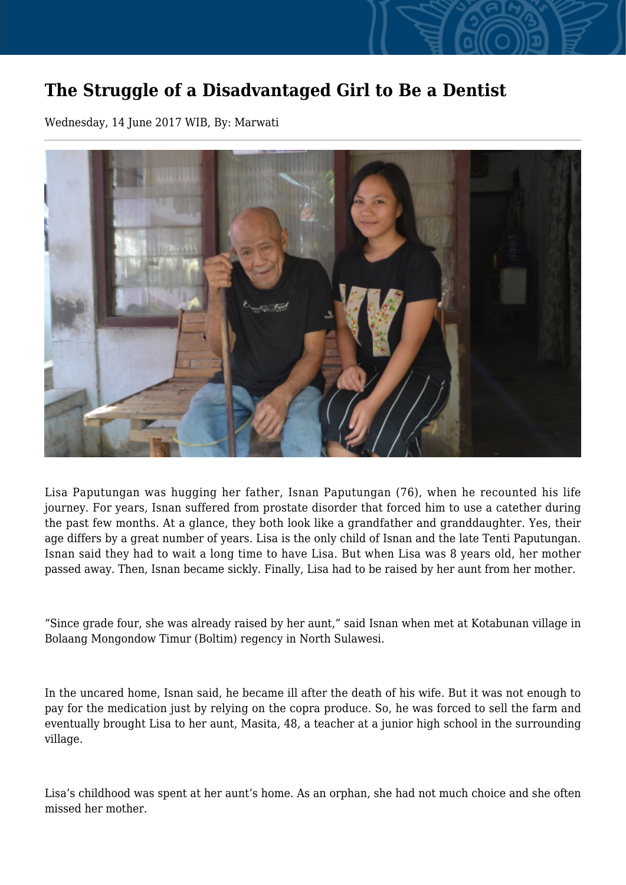# The Struggle of a Disadvantaged Girl to Be a Dentist

Wednesday, 14 June 2017 WIB, By: Marwati

Lisa Paputungan was hugging her father, Isnan Paputungan (76), when he recounted his life journey. For years, Isnan suffered from prostate disorder that forced him to use a catether during the past few months. At a glance, they both look like a grandfather and granddaughter. Yes, their age differs by a great number of years. Lisa is the only child of Isnan and the late Tenti Paputungan. Isnan said they had to wait a long time to have Lisa. But when Lisa was 8 years old, her mother passed away. Then, Isnan became sickly. Finally, Lisa had to be raised by her aunt from her mother.

“Since grade four, she was already raised by her aunt,” said Isnan when met at Kotabunan village in Bolaang Mongondow Timur (Boltim) regency in North Sulawesi.

In the uncared home, Isnan said, he became ill after the death of his wife. But it was not enough to pay for the medication just by relying on the copra produce. So, he was forced to sell the farm and eventually brought Lisa to her aunt, Masita, 48, a teacher at a junior high school in the surrounding village.

Lisa’s childhood was spent at her aunt’s home. As an orphan, she had not much choice and she often missed her mother.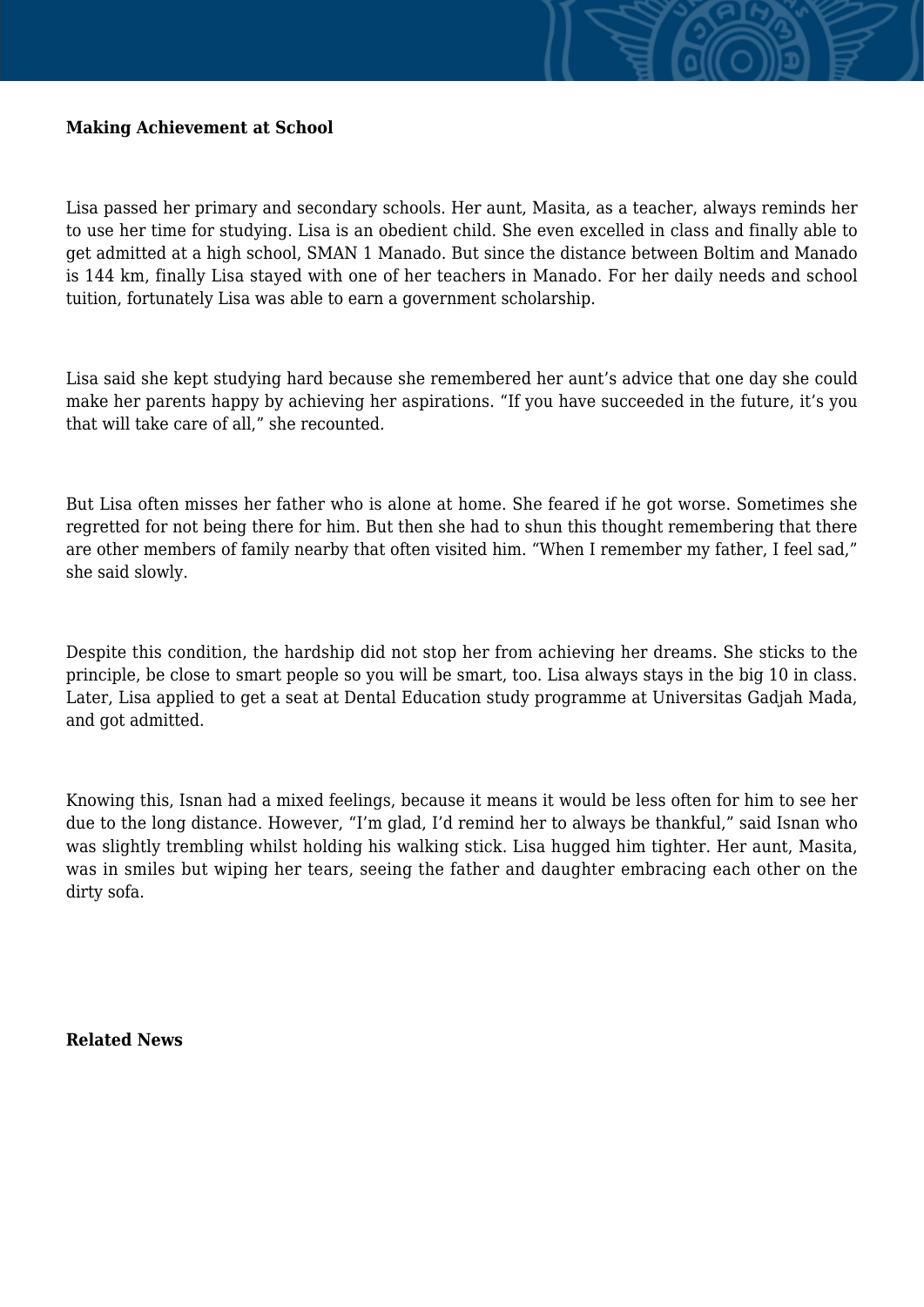**Making Achievement at School**

Lisa passed her primary and secondary schools. Her aunt, Masita, as a teacher, always reminds her to use her time for studying. Lisa is an obedient child. She even excelled in class and finally able to get admitted at a high school, SMAN 1 Manado. But since the distance between Boltim and Manado is 144 km, finally Lisa stayed with one of her teachers in Manado. For her daily needs and school tuition, fortunately Lisa was able to earn a government scholarship.

Lisa said she kept studying hard because she remembered her aunt's advice that one day she could make her parents happy by achieving her aspirations. "If you have succeeded in the future, it's you that will take care of all," she recounted.

But Lisa often misses her father who is alone at home. She feared if he got worse. Sometimes she regretted for not being there for him. But then she had to shun this thought remembering that there are other members of family nearby that often visited him. "When I remember my father, I feel sad," she said slowly.

Despite this condition, the hardship did not stop her from achieving her dreams. She sticks to the principle, be close to smart people so you will be smart, too. Lisa always stays in the big 10 in class. Later, Lisa applied to get a seat at Dental Education study programme at Universitas Gadjah Mada, and got admitted.

Knowing this, Isnan had a mixed feelings, because it means it would be less often for him to see her due to the long distance. However, "I'm glad, I'd remind her to always be thankful," said Isnan who was slightly trembling whilst holding his walking stick. Lisa hugged him tighter. Her aunt, Masita, was in smiles but wiping her tears, seeing the father and daughter embracing each other on the dirty sofa.

**Related News**